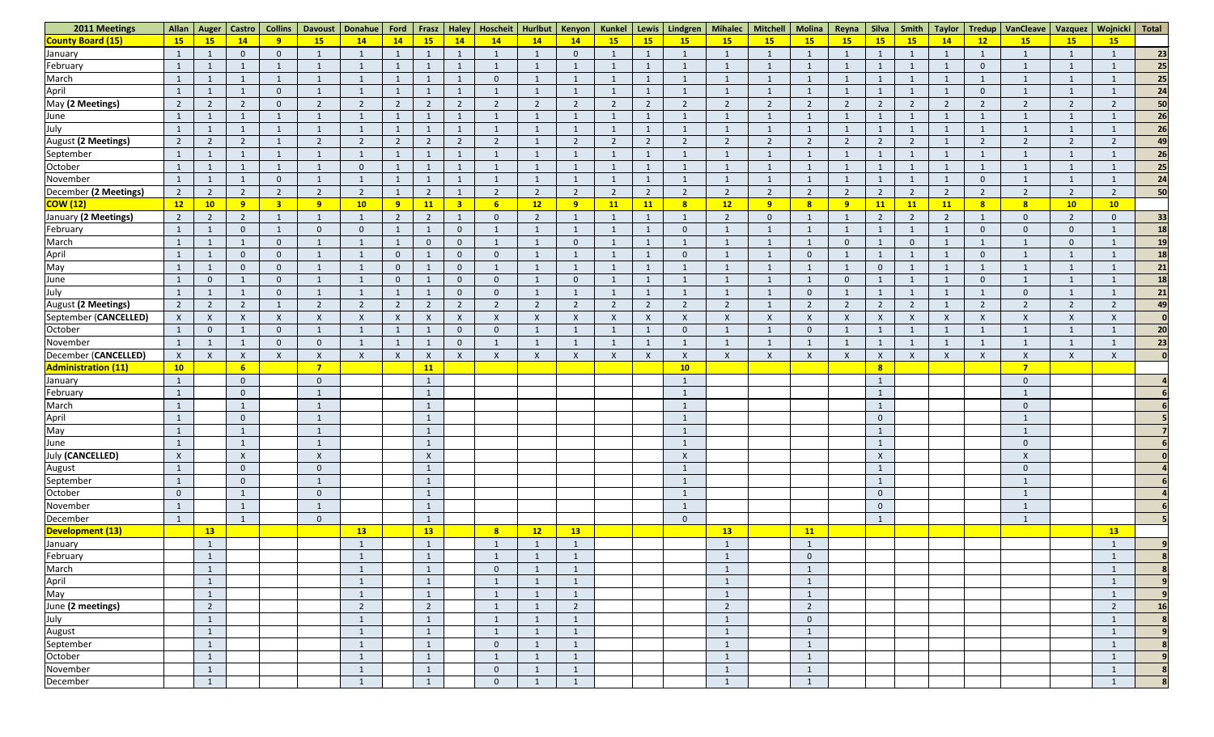| 2011 Meetings | Allan | Auger | Castro | Collins | Davoust | Donahue | Ford | Frasz | Haley | Hoscheit | Hurlbut | Kenyon | Kunkel | Lewis | Lindgren | Mihalec | Mitchell | Molina | Reyna | Silva | Smith | Taylor | Tredup | VanCleave | Vazquez | Wojnicki | Total |
|---|---|---|---|---|---|---|---|---|---|---|---|---|---|---|---|---|---|---|---|---|---|---|---|---|---|---|---|
| **County Board (15)** | **15** | **15** | **14** | **9** | **15** | **14** | **14** | **15** | **14** | **14** | **14** | **14** | **15** | **15** | **15** | **15** | **15** | **15** | **15** | **15** | **15** | **14** | **12** | **15** | **15** | **15** | |
| January | 1 | 1 | 0 | 0 | 1 | 1 | 1 | 1 | 1 | 1 | 1 | 0 | 1 | 1 | 1 | 1 | 1 | 1 | 1 | 1 | 1 | 1 | 1 | 1 | 1 | 1 | **23** |
| February | 1 | 1 | 1 | 1 | 1 | 1 | 1 | 1 | 1 | 1 | 1 | 1 | 1 | 1 | 1 | 1 | 1 | 1 | 1 | 1 | 1 | 1 | 0 | 1 | 1 | 1 | **25** |
| March | 1 | 1 | 1 | 1 | 1 | 1 | 1 | 1 | 1 | 0 | 1 | 1 | 1 | 1 | 1 | 1 | 1 | 1 | 1 | 1 | 1 | 1 | 1 | 1 | 1 | 1 | **25** |
| April | 1 | 1 | 1 | 0 | 1 | 1 | 1 | 1 | 1 | 1 | 1 | 1 | 1 | 1 | 1 | 1 | 1 | 1 | 1 | 1 | 1 | 1 | 0 | 1 | 1 | 1 | **24** |
| May **(2 Meetings)** | 2 | 2 | 2 | 0 | 2 | 2 | 2 | 2 | 2 | 2 | 2 | 2 | 2 | 2 | 2 | 2 | 2 | 2 | 2 | 2 | 2 | 2 | 2 | 2 | 2 | 2 | **50** |
| June | 1 | 1 | 1 | 1 | 1 | 1 | 1 | 1 | 1 | 1 | 1 | 1 | 1 | 1 | 1 | 1 | 1 | 1 | 1 | 1 | 1 | 1 | 1 | 1 | 1 | 1 | **26** |
| July | 1 | 1 | 1 | 1 | 1 | 1 | 1 | 1 | 1 | 1 | 1 | 1 | 1 | 1 | 1 | 1 | 1 | 1 | 1 | 1 | 1 | 1 | 1 | 1 | 1 | 1 | **26** |
| August **(2 Meetings)** | 2 | 2 | 2 | 1 | 2 | 2 | 2 | 2 | 2 | 2 | 1 | 2 | 2 | 2 | 2 | 2 | 2 | 2 | 2 | 2 | 2 | 1 | 2 | 2 | 2 | 2 | **49** |
| September | 1 | 1 | 1 | 1 | 1 | 1 | 1 | 1 | 1 | 1 | 1 | 1 | 1 | 1 | 1 | 1 | 1 | 1 | 1 | 1 | 1 | 1 | 1 | 1 | 1 | 1 | **26** |
| October | 1 | 1 | 1 | 1 | 1 | 0 | 1 | 1 | 1 | 1 | 1 | 1 | 1 | 1 | 1 | 1 | 1 | 1 | 1 | 1 | 1 | 1 | 1 | 1 | 1 | 1 | **25** |
| November | 1 | 1 | 1 | 0 | 1 | 1 | 1 | 1 | 1 | 1 | 1 | 1 | 1 | 1 | 1 | 1 | 1 | 1 | 1 | 1 | 1 | 1 | 0 | 1 | 1 | 1 | **24** |
| December **(2 Meetings)** | 2 | 2 | 2 | 2 | 2 | 2 | 1 | 2 | 1 | 2 | 2 | 2 | 2 | 2 | 2 | 2 | 2 | 2 | 2 | 2 | 2 | 2 | 2 | 2 | 2 | 2 | **50** |
| **COW (12)** | **12** | **10** | **9** | **3** | **9** | **10** | **9** | **11** | **3** | **6** | **12** | **9** | **11** | **11** | **8** | **12** | **9** | **8** | **9** | **11** | **11** | **11** | **8** | **8** | **10** | **10** | |
| January **(2 Meetings)** | 2 | 2 | 2 | 1 | 1 | 1 | 2 | 2 | 1 | 0 | 2 | 1 | 1 | 1 | 1 | 2 | 0 | 1 | 1 | 2 | 2 | 2 | 1 | 0 | 2 | 0 | **33** |
| February | 1 | 1 | 0 | 1 | 0 | 0 | 1 | 1 | 0 | 1 | 1 | 1 | 1 | 1 | 0 | 1 | 1 | 1 | 1 | 1 | 1 | 1 | 0 | 0 | 0 | 1 | **18** |
| March | 1 | 1 | 1 | 0 | 1 | 1 | 1 | 0 | 0 | 1 | 1 | 0 | 1 | 1 | 1 | 1 | 1 | 1 | 0 | 1 | 0 | 1 | 1 | 1 | 0 | 1 | **19** |
| April | 1 | 1 | 0 | 0 | 1 | 1 | 0 | 1 | 0 | 0 | 1 | 1 | 1 | 1 | 0 | 1 | 1 | 0 | 1 | 1 | 1 | 1 | 0 | 1 | 1 | 1 | **18** |
| May | 1 | 1 | 0 | 0 | 1 | 1 | 0 | 1 | 0 | 1 | 1 | 1 | 1 | 1 | 1 | 1 | 1 | 1 | 1 | 0 | 1 | 1 | 1 | 1 | 1 | 1 | **21** |
| June | 1 | 0 | 1 | 0 | 1 | 1 | 0 | 1 | 0 | 0 | 1 | 0 | 1 | 1 | 1 | 1 | 1 | 1 | 0 | 1 | 1 | 1 | 0 | 1 | 1 | 1 | **18** |
| July | 1 | 1 | 1 | 0 | 1 | 1 | 1 | 1 | 0 | 0 | 1 | 1 | 1 | 1 | 1 | 1 | 1 | 0 | 1 | 1 | 1 | 1 | 1 | 0 | 1 | 1 | **21** |
| August **(2 Meetings)** | 2 | 2 | 2 | 1 | 2 | 2 | 2 | 2 | 2 | 2 | 2 | 2 | 2 | 2 | 2 | 2 | 1 | 2 | 2 | 2 | 2 | 1 | 2 | 2 | 2 | 2 | **49** |
| September **(CANCELLED)** | X | X | X | X | X | X | X | X | X | X | X | X | X | X | X | X | X | X | X | X | X | X | X | X | X | X | **0** |
| October | 1 | 0 | 1 | 0 | 1 | 1 | 1 | 1 | 0 | 0 | 1 | 1 | 1 | 1 | 0 | 1 | 1 | 0 | 1 | 1 | 1 | 1 | 1 | 1 | 1 | 1 | **20** |
| November | 1 | 1 | 1 | 0 | 0 | 1 | 1 | 1 | 0 | 1 | 1 | 1 | 1 | 1 | 1 | 1 | 1 | 1 | 1 | 1 | 1 | 1 | 1 | 1 | 1 | 1 | **23** |
| December **(CANCELLED)** | X | X | X | X | X | X | X | X | X | X | X | X | X | X | X | X | X | X | X | X | X | X | X | X | X | X | **0** |
| **Administration (11)** | **10** | | **6** | | **7** | | | **11** | | | | | | | **10** | | | | | **8** | | | | **7** | | | |
| January | 1 | | 0 | | 0 | | | 1 | | | | | | | 1 | | | | | 1 | | | | 0 | | | **4** |
| February | 1 | | 0 | | 1 | | | 1 | | | | | | | 1 | | | | | 1 | | | | 1 | | | **6** |
| March | 1 | | 1 | | 1 | | | 1 | | | | | | | 1 | | | | | 1 | | | | 0 | | | **6** |
| April | 1 | | 0 | | 1 | | | 1 | | | | | | | 1 | | | | | 0 | | | | 1 | | | **5** |
| May | 1 | | 1 | | 1 | | | 1 | | | | | | | 1 | | | | | 1 | | | | 1 | | | **7** |
| June | 1 | | 1 | | 1 | | | 1 | | | | | | | 1 | | | | | 1 | | | | 0 | | | **6** |
| July **(CANCELLED)** | X | | X | | X | | | X | | | | | | | X | | | | | X | | | | X | | | **0** |
| August | 1 | | 0 | | 0 | | | 1 | | | | | | | 1 | | | | | 1 | | | | 0 | | | **4** |
| September | 1 | | 0 | | 1 | | | 1 | | | | | | | 1 | | | | | 1 | | | | 1 | | | **6** |
| October | 0 | | 1 | | 0 | | | 1 | | | | | | | 1 | | | | | 0 | | | | 1 | | | **4** |
| November | 1 | | 1 | | 1 | | | 1 | | | | | | | 1 | | | | | 0 | | | | 1 | | | **6** |
| December | 1 | | 1 | | 0 | | | 1 | | | | | | | 0 | | | | | 1 | | | | 1 | | | **5** |
| **Development (13)** | | **13** | | | | **13** | | **13** | | **8** | **12** | **13** | | | | **13** | | **11** | | | | | | | | **13** | |
| January | | 1 | | | | 1 | | 1 | | 1 | 1 | 1 | | | | 1 | | 1 | | | | | | | | 1 | **9** |
| February | | 1 | | | | 1 | | 1 | | 1 | 1 | 1 | | | | 1 | | 0 | | | | | | | | 1 | **8** |
| March | | 1 | | | | 1 | | 1 | | 0 | 1 | 1 | | | | 1 | | 1 | | | | | | | | 1 | **8** |
| April | | 1 | | | | 1 | | 1 | | 1 | 1 | 1 | | | | 1 | | 1 | | | | | | | | 1 | **9** |
| May | | 1 | | | | 1 | | 1 | | 1 | 1 | 1 | | | | 1 | | 1 | | | | | | | | 1 | **9** |
| June **(2 meetings)** | | 2 | | | | 2 | | 2 | | 1 | 1 | 2 | | | | 2 | | 2 | | | | | | | | 2 | **16** |
| July | | 1 | | | | 1 | | 1 | | 1 | 1 | 1 | | | | 1 | | 0 | | | | | | | | 1 | **8** |
| August | | 1 | | | | 1 | | 1 | | 1 | 1 | 1 | | | | 1 | | 1 | | | | | | | | 1 | **9** |
| September | | 1 | | | | 1 | | 1 | | 0 | 1 | 1 | | | | 1 | | 1 | | | | | | | | 1 | **8** |
| October | | 1 | | | | 1 | | 1 | | 1 | 1 | 1 | | | | 1 | | 1 | | | | | | | | 1 | **9** |
| November | | 1 | | | | 1 | | 1 | | 0 | 1 | 1 | | | | 1 | | 1 | | | | | | | | 1 | **8** |
| December | | 1 | | | | 1 | | 1 | | 0 | 1 | 1 | | | | 1 | | 1 | | | | | | | | 1 | **8** |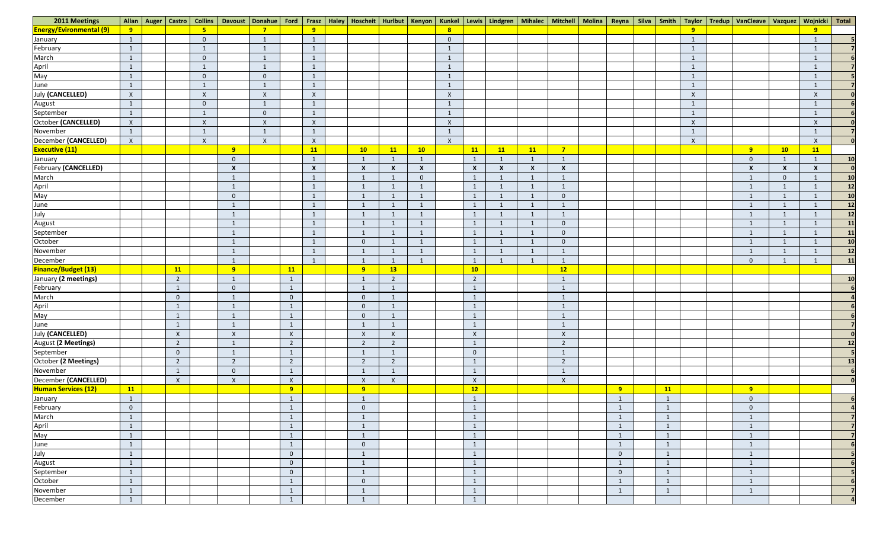| 2011 Meetings | Allan | Auger | Castro | Collins | Davoust | Donahue | Ford | Frasz | Haley | Hoscheit | Hurlbut | Kenyon | Kunkel | Lewis | Lindgren | Mihalec | Mitchell | Molina | Reyna | Silva | Smith | Taylor | Tredup | VanCleave | Vazquez | Wojnicki | Total |
|---|---|---|---|---|---|---|---|---|---|---|---|---|---|---|---|---|---|---|---|---|---|---|---|---|---|---|---|
| **Energy/Evironmental (9)** | 9 | | | 5 | | 7 | | 9 | | | | | 8 | | | | | | | | | 9 | | | | 9 | |
| January | 1 | | | 0 | | 1 | | 1 | | | | | 0 | | | | | | | | | 1 | | | | 1 | 5 |
| February | 1 | | | 1 | | 1 | | 1 | | | | | 1 | | | | | | | | | 1 | | | | 1 | 7 |
| March | 1 | | | 0 | | 1 | | 1 | | | | | 1 | | | | | | | | | 1 | | | | 1 | 6 |
| April | 1 | | | 1 | | 1 | | 1 | | | | | 1 | | | | | | | | | 1 | | | | 1 | 7 |
| May | 1 | | | 0 | | 0 | | 1 | | | | | 1 | | | | | | | | | 1 | | | | 1 | 5 |
| June | 1 | | | 1 | | 1 | | 1 | | | | | 1 | | | | | | | | | 1 | | | | 1 | 7 |
| July **(CANCELLED)** | X | | | X | | X | | X | | | | | X | | | | | | | | | X | | | | X | 0 |
| August | 1 | | | 0 | | 1 | | 1 | | | | | 1 | | | | | | | | | 1 | | | | 1 | 6 |
| September | 1 | | | 1 | | 0 | | 1 | | | | | 1 | | | | | | | | | 1 | | | | 1 | 6 |
| October **(CANCELLED)** | X | | | X | | X | | X | | | | | X | | | | | | | | | X | | | | X | 0 |
| November | 1 | | | 1 | | 1 | | 1 | | | | | 1 | | | | | | | | | 1 | | | | 1 | 7 |
| December **(CANCELLED)** | X | | | X | | X | | X | | | | | X | | | | | | | | | X | | | | X | 0 |
| **Executive (11)** | | | | | 9 | | | 11 | | 10 | 11 | 10 | | 11 | 11 | 11 | 7 | | | | | | | 9 | 10 | 11 | |
| January | | | | | 0 | | | 1 | | 1 | 1 | 1 | | 1 | 1 | 1 | 1 | | | | | | | 0 | 1 | 1 | 10 |
| February **(CANCELLED)** | | | | | X | | | X | | X | X | X | | X | X | X | X | | | | | | | X | X | X | 0 |
| March | | | | | 1 | | | 1 | | 1 | 1 | 0 | | 1 | 1 | 1 | 1 | | | | | | | 1 | 0 | 1 | 10 |
| April | | | | | 1 | | | 1 | | 1 | 1 | 1 | | 1 | 1 | 1 | 1 | | | | | | | 1 | 1 | 1 | 12 |
| May | | | | | 0 | | | 1 | | 1 | 1 | 1 | | 1 | 1 | 1 | 0 | | | | | | | 1 | 1 | 1 | 10 |
| June | | | | | 1 | | | 1 | | 1 | 1 | 1 | | 1 | 1 | 1 | 1 | | | | | | | 1 | 1 | 1 | 12 |
| July | | | | | 1 | | | 1 | | 1 | 1 | 1 | | 1 | 1 | 1 | 1 | | | | | | | 1 | 1 | 1 | 12 |
| August | | | | | 1 | | | 1 | | 1 | 1 | 1 | | 1 | 1 | 1 | 0 | | | | | | | 1 | 1 | 1 | 11 |
| September | | | | | 1 | | | 1 | | 1 | 1 | 1 | | 1 | 1 | 1 | 0 | | | | | | | 1 | 1 | 1 | 11 |
| October | | | | | 1 | | | 1 | | 0 | 1 | 1 | | 1 | 1 | 1 | 0 | | | | | | | 1 | 1 | 1 | 10 |
| November | | | | | 1 | | | 1 | | 1 | 1 | 1 | | 1 | 1 | 1 | 1 | | | | | | | 1 | 1 | 1 | 12 |
| December | | | | | 1 | | | 1 | | 1 | 1 | 1 | | 1 | 1 | 1 | 1 | | | | | | | 0 | 1 | 1 | 11 |
| **Finance/Budget (13)** | | | 11 | | 9 | | 11 | | | 9 | 13 | | | 10 | | | 12 | | | | | | | | | | |
| January **(2 meetings)** | | | 2 | | 1 | | 1 | | | 1 | 2 | | | 2 | | | 1 | | | | | | | | | | 10 |
| February | | | 1 | | 0 | | 1 | | | 1 | 1 | | | 1 | | | 1 | | | | | | | | | | 6 |
| March | | | 0 | | 1 | | 0 | | | 0 | 1 | | | 1 | | | 1 | | | | | | | | | | 4 |
| April | | | 1 | | 1 | | 1 | | | 0 | 1 | | | 1 | | | 1 | | | | | | | | | | 6 |
| May | | | 1 | | 1 | | 1 | | | 0 | 1 | | | 1 | | | 1 | | | | | | | | | | 6 |
| June | | | 1 | | 1 | | 1 | | | 1 | 1 | | | 1 | | | 1 | | | | | | | | | | 7 |
| July **(CANCELLED)** | | | X | | X | | X | | | X | X | | | X | | | X | | | | | | | | | | 0 |
| August **(2 Meetings)** | | | 2 | | 1 | | 2 | | | 2 | 2 | | | 1 | | | 2 | | | | | | | | | | 12 |
| September | | | 0 | | 1 | | 1 | | | 1 | 1 | | | 0 | | | 1 | | | | | | | | | | 5 |
| October **(2 Meetings)** | | | 2 | | 2 | | 2 | | | 2 | 2 | | | 1 | | | 2 | | | | | | | | | | 13 |
| November | | | 1 | | 0 | | 1 | | | 1 | 1 | | | 1 | | | 1 | | | | | | | | | | 6 |
| December **(CANCELLED)** | | | X | | X | | X | | | X | X | | | X | | | X | | | | | | | | | | 0 |
| **Human Services (12)** | 11 | | | | | | 9 | | | 9 | | | | 12 | | | | | 9 | | 11 | | | 9 | | | |
| January | 1 | | | | | | 1 | | | 1 | | | | 1 | | | | | 1 | | 1 | | | 0 | | | 6 |
| February | 0 | | | | | | 1 | | | 0 | | | | 1 | | | | | 1 | | 1 | | | 0 | | | 4 |
| March | 1 | | | | | | 1 | | | 1 | | | | 1 | | | | | 1 | | 1 | | | 1 | | | 7 |
| April | 1 | | | | | | 1 | | | 1 | | | | 1 | | | | | 1 | | 1 | | | 1 | | | 7 |
| May | 1 | | | | | | 1 | | | 1 | | | | 1 | | | | | 1 | | 1 | | | 1 | | | 7 |
| June | 1 | | | | | | 1 | | | 0 | | | | 1 | | | | | 1 | | 1 | | | 1 | | | 6 |
| July | 1 | | | | | | 0 | | | 1 | | | | 1 | | | | | 0 | | 1 | | | 1 | | | 5 |
| August | 1 | | | | | | 0 | | | 1 | | | | 1 | | | | | 1 | | 1 | | | 1 | | | 6 |
| September | 1 | | | | | | 0 | | | 1 | | | | 1 | | | | | 0 | | 1 | | | 1 | | | 5 |
| October | 1 | | | | | | 1 | | | 0 | | | | 1 | | | | | 1 | | 1 | | | 1 | | | 6 |
| November | 1 | | | | | | 1 | | | 1 | | | | 1 | | | | | 1 | | 1 | | | 1 | | | 7 |
| December | 1 | | | | | | 1 | | | 1 | | | | 1 | | | | | | | | | | | | | 4 |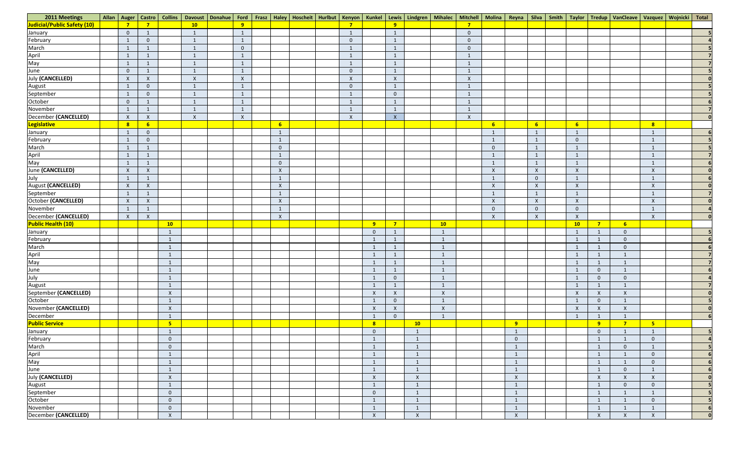| 2011 Meetings | Allan | Auger | Castro | Collins | Davoust | Donahue | Ford | Frasz | Haley | Hoscheit | Hurlbut | Kenyon | Kunkel | Lewis | Lindgren | Mihalec | Mitchell | Molina | Reyna | Silva | Smith | Taylor | Tredup | VanCleave | Vazquez | Wojnicki | Total |
|---|---|---|---|---|---|---|---|---|---|---|---|---|---|---|---|---|---|---|---|---|---|---|---|---|---|---|---|
| **Judicial/Public Safety (10)** | | 7 | 7 | | 10 | | 9 | | | | | 7 | | 9 | | | 7 | | | | | | | | | | |
| January | | 0 | 1 | | 1 | | 1 | | | | | 1 | | 1 | | | 0 | | | | | | | | | | 5 |
| February | | 1 | 0 | | 1 | | 1 | | | | | 0 | | 1 | | | 0 | | | | | | | | | | 4 |
| March | | 1 | 1 | | 1 | | 0 | | | | | 1 | | 1 | | | 0 | | | | | | | | | | 5 |
| April | | 1 | 1 | | 1 | | 1 | | | | | 1 | | 1 | | | 1 | | | | | | | | | | 7 |
| May | | 1 | 1 | | 1 | | 1 | | | | | 1 | | 1 | | | 1 | | | | | | | | | | 7 |
| June | | 0 | 1 | | 1 | | 1 | | | | | 0 | | 1 | | | 1 | | | | | | | | | | 5 |
| July **(CANCELLED)** | | X | X | | X | | X | | | | | X | | X | | | X | | | | | | | | | | 0 |
| August | | 1 | 0 | | 1 | | 1 | | | | | 0 | | 1 | | | 1 | | | | | | | | | | 5 |
| September | | 1 | 0 | | 1 | | 1 | | | | | 1 | | 0 | | | 1 | | | | | | | | | | 5 |
| October | | 0 | 1 | | 1 | | 1 | | | | | 1 | | 1 | | | 1 | | | | | | | | | | 6 |
| November | | 1 | 1 | | 1 | | 1 | | | | | 1 | | 1 | | | 1 | | | | | | | | | | 7 |
| December **(CANCELLED)** | | X | X | | X | | X | | | | | X | | X | | | X | | | | | | | | | | 0 |
| **Legislative** | | 8 | 6 | | | | | | 6 | | | | | | | | | 6 | | 6 | | 6 | | | 8 | | |
| January | | 1 | 0 | | | | | | 1 | | | | | | | | | 1 | | 1 | | 1 | | | 1 | | 6 |
| February | | 1 | 0 | | | | | | 1 | | | | | | | | | 1 | | 1 | | 0 | | | 1 | | 5 |
| March | | 1 | 1 | | | | | | 0 | | | | | | | | | 0 | | 1 | | 1 | | | 1 | | 5 |
| April | | 1 | 1 | | | | | | 1 | | | | | | | | | 1 | | 1 | | 1 | | | 1 | | 7 |
| May | | 1 | 1 | | | | | | 0 | | | | | | | | | 1 | | 1 | | 1 | | | 1 | | 6 |
| June **(CANCELLED)** | | X | X | | | | | | X | | | | | | | | | X | | X | | X | | | X | | 0 |
| July | | 1 | 1 | | | | | | 1 | | | | | | | | | 1 | | 0 | | 1 | | | 1 | | 6 |
| August **(CANCELLED)** | | X | X | | | | | | X | | | | | | | | | X | | X | | X | | | X | | 0 |
| September | | 1 | 1 | | | | | | 1 | | | | | | | | | 1 | | 1 | | 1 | | | 1 | | 7 |
| October **(CANCELLED)** | | X | X | | | | | | X | | | | | | | | | X | | X | | X | | | X | | 0 |
| November | | 1 | 1 | | | | | | 1 | | | | | | | | | 0 | | 0 | | 0 | | | 1 | | 4 |
| December **(CANCELLED)** | | X | X | | | | | | X | | | | | | | | | X | | X | | X | | | X | | 0 |
| **Public Health (10)** | | | | 10 | | | | | | | | | 9 | 7 | | 10 | | | | | | 10 | 7 | 6 | | | |
| January | | | | 1 | | | | | | | | | 0 | 1 | | 1 | | | | | | 1 | 1 | 0 | | | 5 |
| February | | | | 1 | | | | | | | | | 1 | 1 | | 1 | | | | | | 1 | 1 | 0 | | | 6 |
| March | | | | 1 | | | | | | | | | 1 | 1 | | 1 | | | | | | 1 | 1 | 0 | | | 6 |
| April | | | | 1 | | | | | | | | | 1 | 1 | | 1 | | | | | | 1 | 1 | 1 | | | 7 |
| May | | | | 1 | | | | | | | | | 1 | 1 | | 1 | | | | | | 1 | 1 | 1 | | | 7 |
| June | | | | 1 | | | | | | | | | 1 | 1 | | 1 | | | | | | 1 | 0 | 1 | | | 6 |
| July | | | | 1 | | | | | | | | | 1 | 0 | | 1 | | | | | | 1 | 0 | 0 | | | 4 |
| August | | | | 1 | | | | | | | | | 1 | 1 | | 1 | | | | | | 1 | 1 | 1 | | | 7 |
| September **(CANCELLED)** | | | | X | | | | | | | | | X | X | | X | | | | | | X | X | X | | | 0 |
| October | | | | 1 | | | | | | | | | 1 | 0 | | 1 | | | | | | 1 | 0 | 1 | | | 5 |
| November **(CANCELLED)** | | | | X | | | | | | | | | X | X | | X | | | | | | X | X | X | | | 0 |
| December | | | | 1 | | | | | | | | | 1 | 0 | | 1 | | | | | | 1 | 1 | 1 | | | 6 |
| **Public Service** | | | | 5 | | | | | | | | | 8 | | 10 | | | | 9 | | | | 9 | 7 | 5 | | |
| January | | | | 1 | | | | | | | | | 0 | | 1 | | | | 1 | | | | 0 | 1 | 1 | | 5 |
| February | | | | 0 | | | | | | | | | 1 | | 1 | | | | 0 | | | | 1 | 1 | 0 | | 4 |
| March | | | | 0 | | | | | | | | | 1 | | 1 | | | | 1 | | | | 1 | 0 | 1 | | 5 |
| April | | | | 1 | | | | | | | | | 1 | | 1 | | | | 1 | | | | 1 | 1 | 0 | | 6 |
| May | | | | 1 | | | | | | | | | 1 | | 1 | | | | 1 | | | | 1 | 1 | 0 | | 6 |
| June | | | | 1 | | | | | | | | | 1 | | 1 | | | | 1 | | | | 1 | 0 | 1 | | 6 |
| July **(CANCELLED)** | | | | X | | | | | | | | | X | | X | | | | X | | | | X | X | X | | 0 |
| August | | | | 1 | | | | | | | | | 1 | | 1 | | | | 1 | | | | 1 | 0 | 0 | | 5 |
| September | | | | 0 | | | | | | | | | 0 | | 1 | | | | 1 | | | | 1 | 1 | 1 | | 5 |
| October | | | | 0 | | | | | | | | | 1 | | 1 | | | | 1 | | | | 1 | 1 | 0 | | 5 |
| November | | | | 0 | | | | | | | | | 1 | | 1 | | | | 1 | | | | 1 | 1 | 1 | | 6 |
| December **(CANCELLED)** | | | | X | | | | | | | | | X | | X | | | | X | | | | X | X | X | | 0 |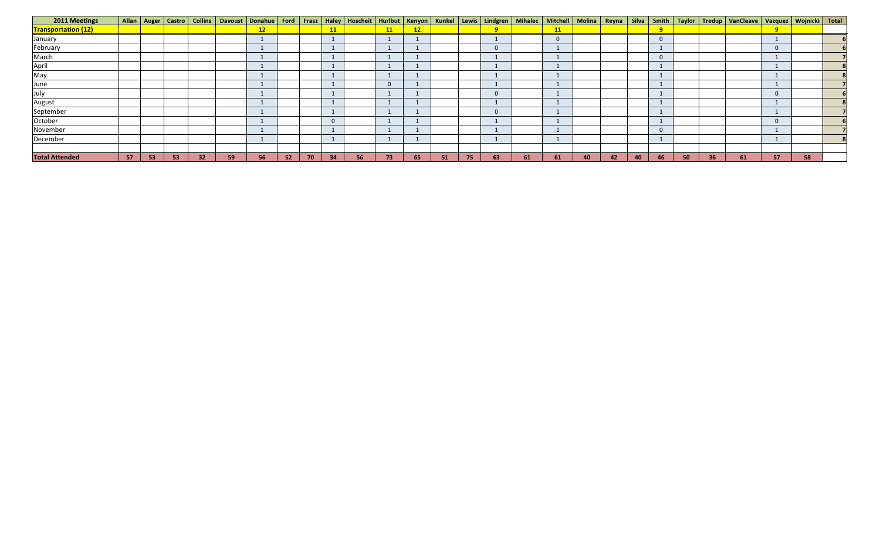| 2011 Meetings | Allan | Auger | Castro | Collins | Davoust | Donahue | Ford | Frasz | Haley | Hoscheit | Hurlbut | Kenyon | Kunkel | Lewis | Lindgren | Mihalec | Mitchell | Molina | Reyna | Silva | Smith | Taylor | Tredup | VanCleave | Vazquez | Wojnicki | Total |
|---|---|---|---|---|---|---|---|---|---|---|---|---|---|---|---|---|---|---|---|---|---|---|---|---|---|---|---|
| **Transportation (12)** | | | | | | 12 | | | 11 | | 11 | 12 | | | 9 | | 11 | | | | 9 | | | | 9 | | |
| January | | | | | | 1 | | | 1 | | 1 | 1 | | | 1 | | 0 | | | | 0 | | | | 1 | | 6 |
| February | | | | | | 1 | | | 1 | | 1 | 1 | | | 0 | | 1 | | | | 1 | | | | 0 | | 6 |
| March | | | | | | 1 | | | 1 | | 1 | 1 | | | 1 | | 1 | | | | 0 | | | | 1 | | 7 |
| April | | | | | | 1 | | | 1 | | 1 | 1 | | | 1 | | 1 | | | | 1 | | | | 1 | | 8 |
| May | | | | | | 1 | | | 1 | | 1 | 1 | | | 1 | | 1 | | | | 1 | | | | 1 | | 8 |
| June | | | | | | 1 | | | 1 | | 0 | 1 | | | 1 | | 1 | | | | 1 | | | | 1 | | 7 |
| July | | | | | | 1 | | | 1 | | 1 | 1 | | | 0 | | 1 | | | | 1 | | | | 0 | | 6 |
| August | | | | | | 1 | | | 1 | | 1 | 1 | | | 1 | | 1 | | | | 1 | | | | 1 | | 8 |
| September | | | | | | 1 | | | 1 | | 1 | 1 | | | 0 | | 1 | | | | 1 | | | | 1 | | 7 |
| October | | | | | | 1 | | | 0 | | 1 | 1 | | | 1 | | 1 | | | | 1 | | | | 0 | | 6 |
| November | | | | | | 1 | | | 1 | | 1 | 1 | | | 1 | | 1 | | | | 0 | | | | 1 | | 7 |
| December | | | | | | 1 | | | 1 | | 1 | 1 | | | 1 | | 1 | | | | 1 | | | | 1 | | 8 |
| | | | | | | | | | | | | | | | | | | | | | | | | | | | |
| **Total Attended** | 57 | 53 | 53 | 32 | 59 | 56 | 52 | 70 | 34 | 56 | 73 | 65 | 51 | 75 | 63 | 61 | 61 | 40 | 42 | 40 | 46 | 50 | 36 | 61 | 57 | 58 | |